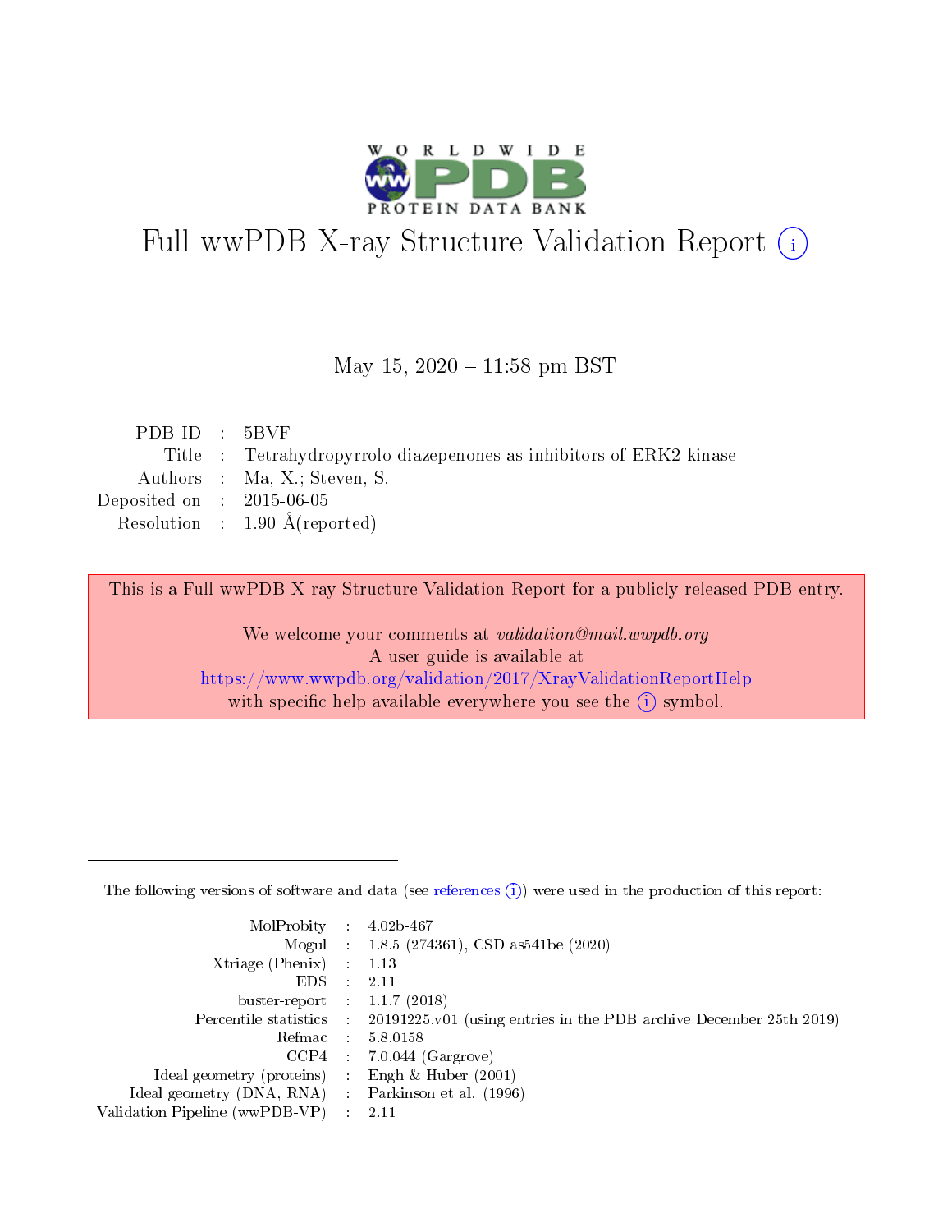# Full wwPDB X-ray Structure Validation Report (i)

May 15, 2020 – 11:58 pm BST

| | | |
|---|---|---|
| PDB ID | : | 5BVF |
| Title | : | Tetrahydropyrrolo-diazepenones as inhibitors of ERK2 kinase |
| Authors | : | Ma, X.; Steven, S. |
| Deposited on | : | 2015-06-05 |
| Resolution | : | 1.90 Å(reported) |

This is a Full wwPDB X-ray Structure Validation Report for a publicly released PDB entry.

We welcome your comments at *validation@mail.wwpdb.org*
A user guide is available at
https://www.wwpdb.org/validation/2017/XrayValidationReportHelp
with specific help available everywhere you see the (i) symbol.

---

The following versions of software and data (see references (i)) were used in the production of this report:

| | | |
|---|---|---|
| MolProbity | : | 4.02b-467 |
| Mogul | : | 1.8.5 (274361), CSD as541be (2020) |
| Xtriage (Phenix) | : | 1.13 |
| EDS | : | 2.11 |
| buster-report | : | 1.1.7 (2018) |
| Percentile statistics | : | 20191225.v01 (using entries in the PDB archive December 25th 2019) |
| Refmac | : | 5.8.0158 |
| CCP4 | : | 7.0.044 (Gargrove) |
| Ideal geometry (proteins) | : | Engh & Huber (2001) |
| Ideal geometry (DNA, RNA) | : | Parkinson et al. (1996) |
| Validation Pipeline (wwPDB-VP) | : | 2.11 |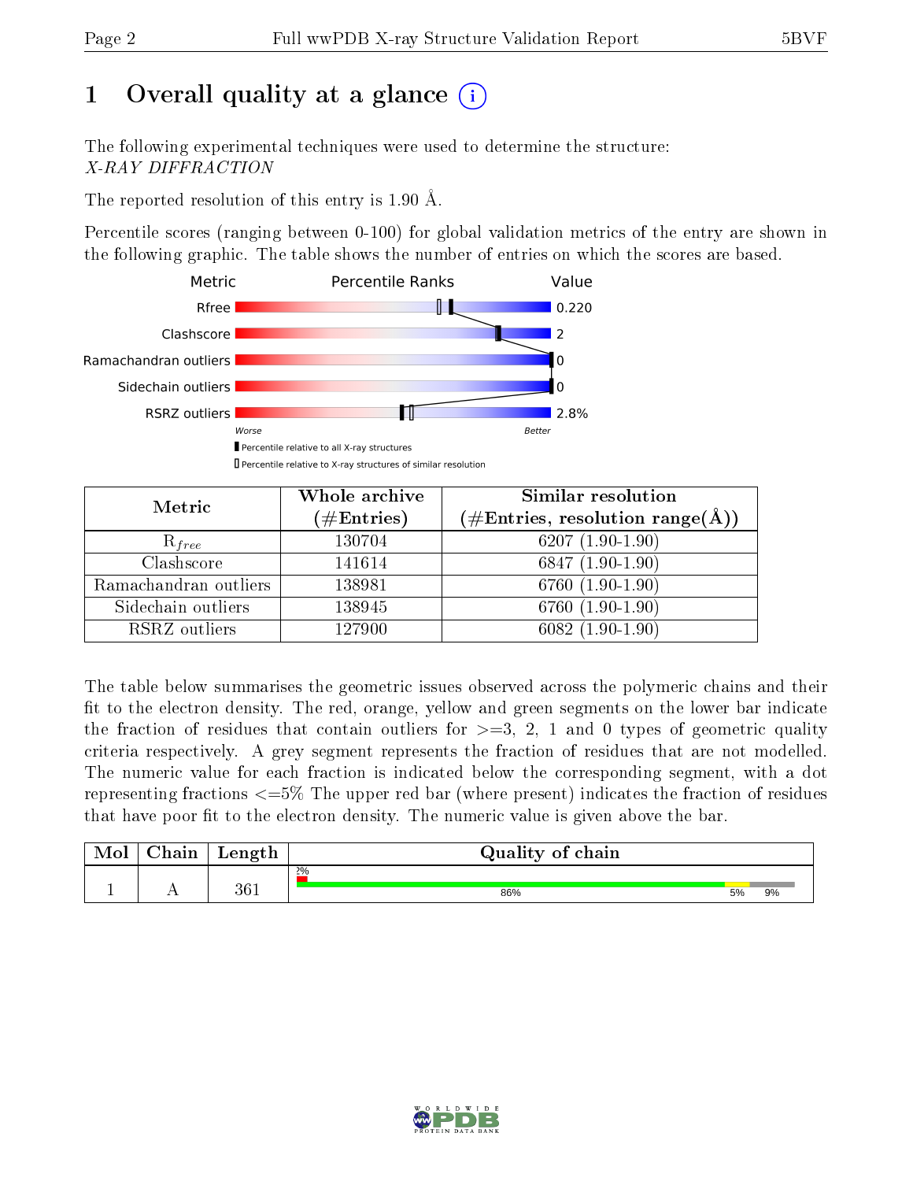# 1 Overall quality at a glance

The following experimental techniques were used to determine the structure:
*X-RAY DIFFRACTION*

The reported resolution of this entry is 1.90 Å.

Percentile scores (ranging between 0-100) for global validation metrics of the entry are shown in the following graphic. The table shows the number of entries on which the scores are based.

| Metric | Value |
|---|---|
| Rfree | 0.220 |
| Clashscore | 2 |
| Ramachandran outliers | 0 |
| Sidechain outliers | 0 |
| RSRZ outliers | 2.8% |

| Metric | Whole archive (#Entries) | Similar resolution (#Entries, resolution range(Å)) |
|---|---|---|
| $R_{free}$ | 130704 | 6207 (1.90-1.90) |
| Clashscore | 141614 | 6847 (1.90-1.90) |
| Ramachandran outliers | 138981 | 6760 (1.90-1.90) |
| Sidechain outliers | 138945 | 6760 (1.90-1.90) |
| RSRZ outliers | 127900 | 6082 (1.90-1.90) |

The table below summarises the geometric issues observed across the polymeric chains and their fit to the electron density. The red, orange, yellow and green segments on the lower bar indicate the fraction of residues that contain outliers for >=3, 2, 1 and 0 types of geometric quality criteria respectively. A grey segment represents the fraction of residues that are not modelled. The numeric value for each fraction is indicated below the corresponding segment, with a dot representing fractions <=5% The upper red bar (where present) indicates the fraction of residues that have poor fit to the electron density. The numeric value is given above the bar.

| Mol | Chain | Length | Quality of chain |
|---|---|---|---|
| 1 | A | 361 | 2%; 86% 5% 9% |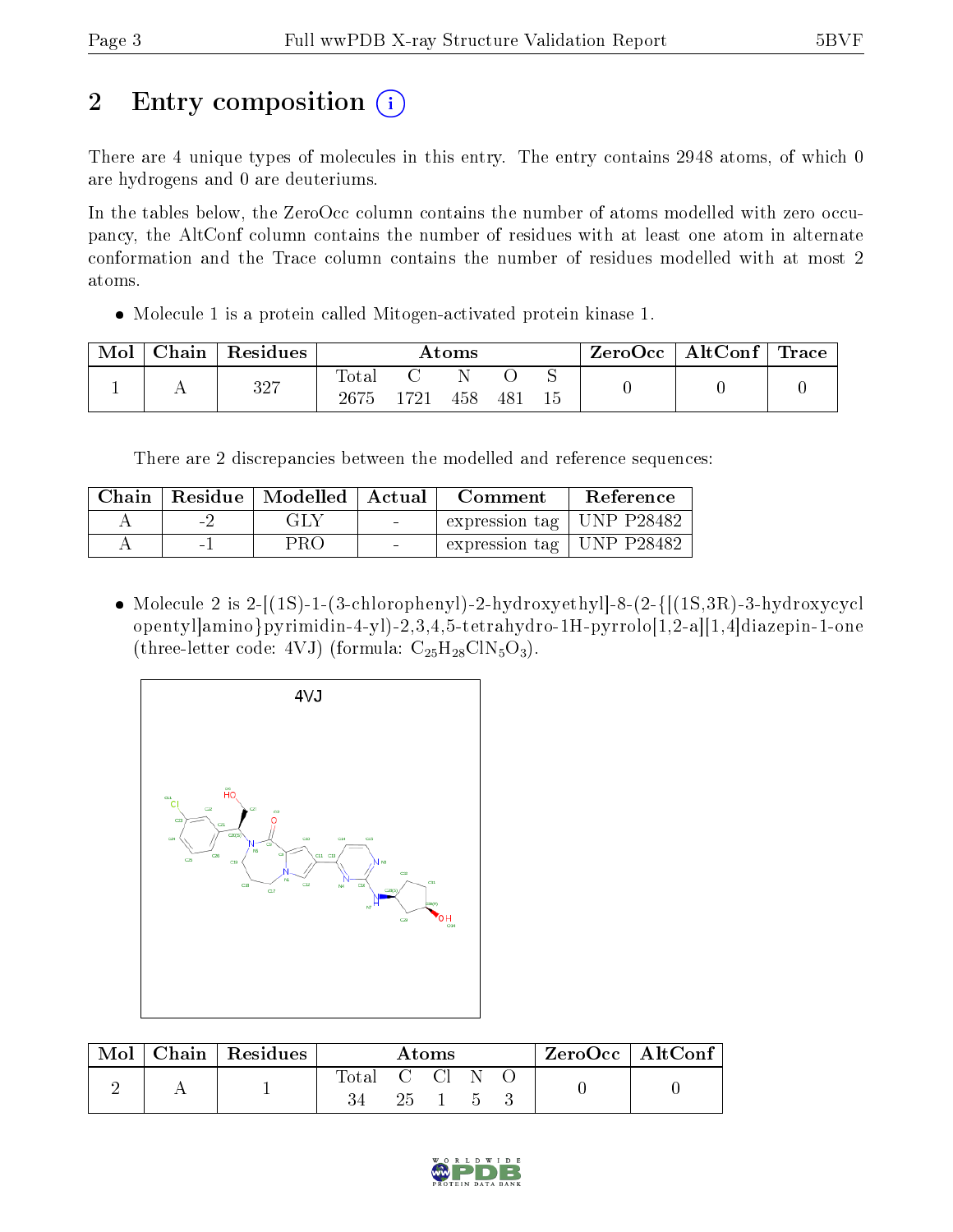# 2 Entry composition

There are 4 unique types of molecules in this entry. The entry contains 2948 atoms, of which 0 are hydrogens and 0 are deuteriums.

In the tables below, the ZeroOcc column contains the number of atoms modelled with zero occupancy, the AltConf column contains the number of residues with at least one atom in alternate conformation and the Trace column contains the number of residues modelled with at most 2 atoms.

- Molecule 1 is a protein called Mitogen-activated protein kinase 1.

| Mol | Chain | Residues | Atoms | | | | | ZeroOcc | AltConf | Trace |
|---|---|---|---|---|---|---|---|---|---|---|
| 1 | A | 327 | Total 2675 | C 1721 | N 458 | O 481 | S 15 | 0 | 0 | 0 |

There are 2 discrepancies between the modelled and reference sequences:

| Chain | Residue | Modelled | Actual | Comment | Reference |
|---|---|---|---|---|---|
| A | -2 | GLY | - | expression tag | UNP P28482 |
| A | -1 | PRO | - | expression tag | UNP P28482 |

- Molecule 2 is 2-[(1S)-1-(3-chlorophenyl)-2-hydroxyethyl]-8-(2-{[(1S,3R)-3-hydroxycyclopentyl]amino}pyrimidin-4-yl)-2,3,4,5-tetrahydro-1H-pyrrolo[1,2-a][1,4]diazepin-1-one (three-letter code: 4VJ) (formula: $C_{25}H_{28}ClN_5O_3$).

| Mol | Chain | Residues | Atoms | | | | | ZeroOcc | AltConf |
|---|---|---|---|---|---|---|---|---|---|
| 2 | A | 1 | Total 34 | C 25 | Cl 1 | N 5 | O 3 | 0 | 0 |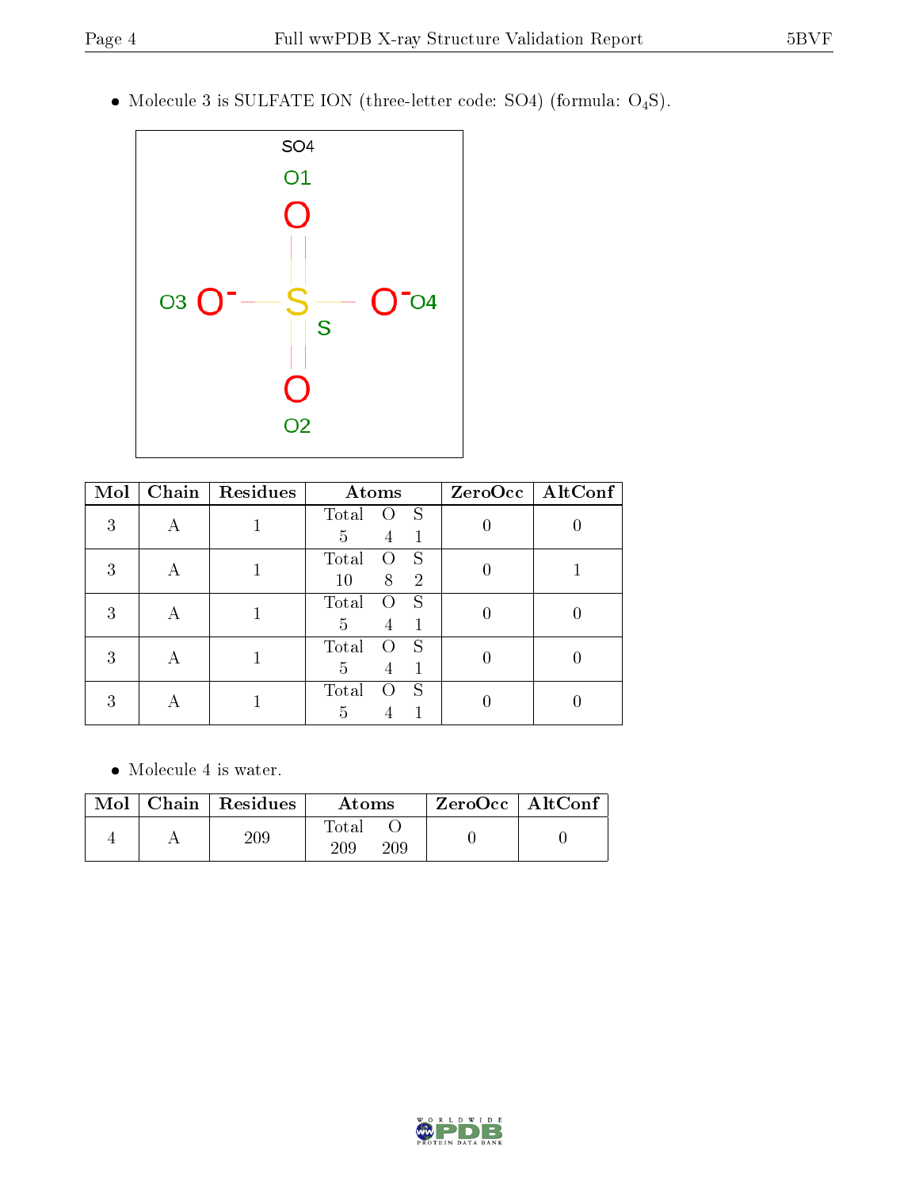- Molecule 3 is SULFATE ION (three-letter code: SO4) (formula: $O_4S$).

| Mol | Chain | Residues | Atoms | | | ZeroOcc | AltConf |
|---|---|---|---|---|---|---|---|
| 3 | A | 1 | Total 5 | O 4 | S 1 | 0 | 0 |
| 3 | A | 1 | Total 10 | O 8 | S 2 | 0 | 1 |
| 3 | A | 1 | Total 5 | O 4 | S 1 | 0 | 0 |
| 3 | A | 1 | Total 5 | O 4 | S 1 | 0 | 0 |
| 3 | A | 1 | Total 5 | O 4 | S 1 | 0 | 0 |

- Molecule 4 is water.

| Mol | Chain | Residues | Atoms | | ZeroOcc | AltConf |
|---|---|---|---|---|---|---|
| 4 | A | 209 | Total 209 | O 209 | 0 | 0 |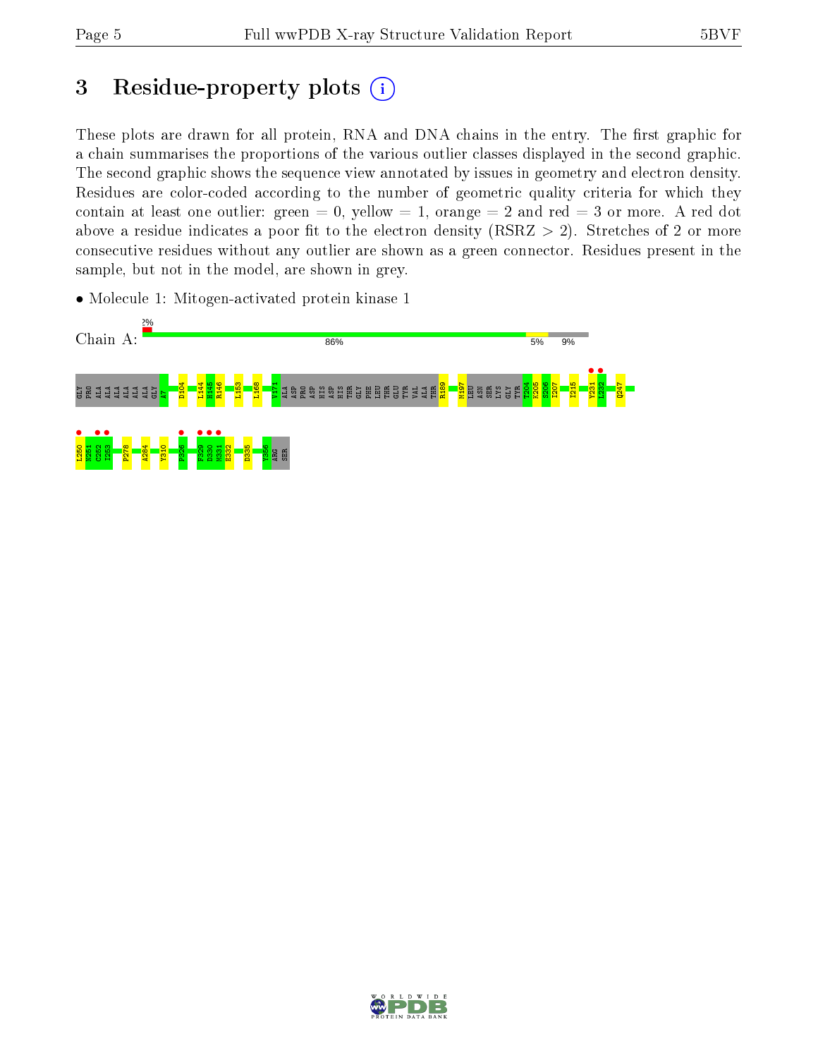# 3 Residue-property plots

These plots are drawn for all protein, RNA and DNA chains in the entry. The first graphic for a chain summarises the proportions of the various outlier classes displayed in the second graphic. The second graphic shows the sequence view annotated by issues in geometry and electron density. Residues are color-coded according to the number of geometric quality criteria for which they contain at least one outlier: green = 0, yellow = 1, orange = 2 and red = 3 or more. A red dot above a residue indicates a poor fit to the electron density (RSRZ > 2). Stretches of 2 or more consecutive residues without any outlier are shown as a green connector. Residues present in the sample, but not in the model, are shown in grey.

- Molecule 1: Mitogen-activated protein kinase 1

Chain A: 2% | 86% | 5% | 9%

GLY PRO ALA ALA ALA ALA ALA GLY A7 D104 L144 H145 R146 L153 L168 V171 ALA ASP PRO ASP HIS ASP HIS THR GLY PHE LEU THR GLU TYR VAL ALA THR R189 M197 LEU ASN SER LYS GLY TYR T204 K205 S206 I207 I215 Y231 L232 Q247

L250 K251 C252 I253 P278 A284 Y310 F326 F329 D330 M331 E332 D335 Y356 ARG SER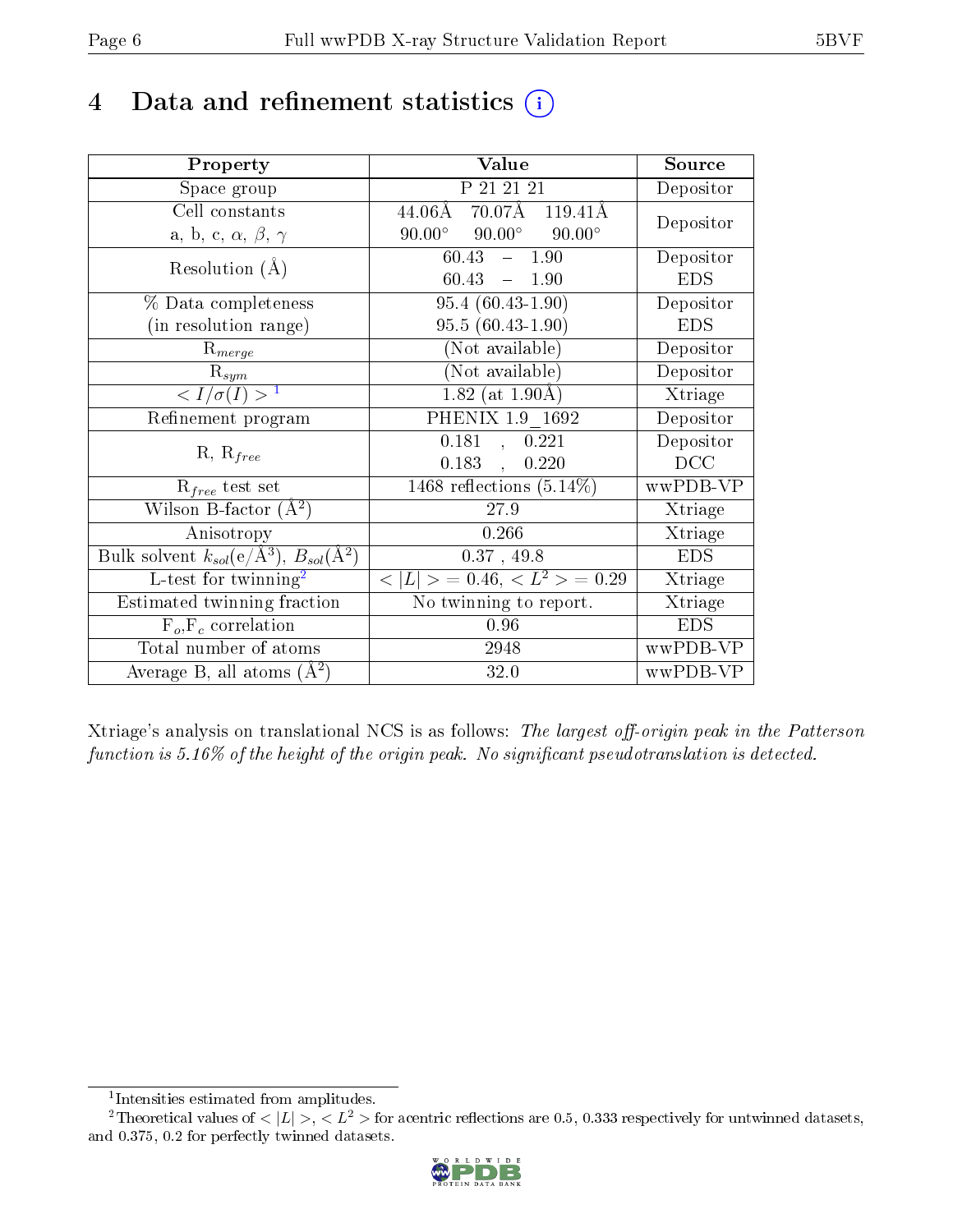# 4 Data and refinement statistics (i)

| Property | Value | Source |
|---|---|---|
| Space group | P 21 21 21 | Depositor |
| Cell constants<br>a, b, c, $\alpha$, $\beta$, $\gamma$ | 44.06Å 70.07Å 119.41Å<br>90.00° 90.00° 90.00° | Depositor |
| Resolution (Å) | 60.43 – 1.90<br>60.43 – 1.90 | Depositor<br>EDS |
| % Data completeness<br>(in resolution range) | 95.4 (60.43-1.90)<br>95.5 (60.43-1.90) | Depositor<br>EDS |
| $R_{merge}$ | (Not available) | Depositor |
| $R_{sym}$ | (Not available) | Depositor |
| $< I/\sigma(I) >$ [1] | 1.82 (at 1.90Å) | Xtriage |
| Refinement program | PHENIX 1.9_1692 | Depositor |
| R, $R_{free}$ | 0.181 , 0.221<br>0.183 , 0.220 | Depositor<br>DCC |
| $R_{free}$ test set | 1468 reflections (5.14%) | wwPDB-VP |
| Wilson B-factor (Å$^2$) | 27.9 | Xtriage |
| Anisotropy | 0.266 | Xtriage |
| Bulk solvent $k_{sol}$(e/Å$^3$), $B_{sol}$(Å$^2$) | 0.37 , 49.8 | EDS |
| L-test for twinning[2] | $< \lvert L \rvert > = 0.46$, $< L^2 > = 0.29$ | Xtriage |
| Estimated twinning fraction | No twinning to report. | Xtriage |
| $F_o$,$F_c$ correlation | 0.96 | EDS |
| Total number of atoms | 2948 | wwPDB-VP |
| Average B, all atoms (Å$^2$) | 32.0 | wwPDB-VP |

Xtriage's analysis on translational NCS is as follows: *The largest off-origin peak in the Patterson function is 5.16% of the height of the origin peak. No significant pseudotranslation is detected.*

[1] Intensities estimated from amplitudes.

[2] Theoretical values of $< \lvert L \rvert >$, $< L^2 >$ for acentric reflections are 0.5, 0.333 respectively for untwinned datasets, and 0.375, 0.2 for perfectly twinned datasets.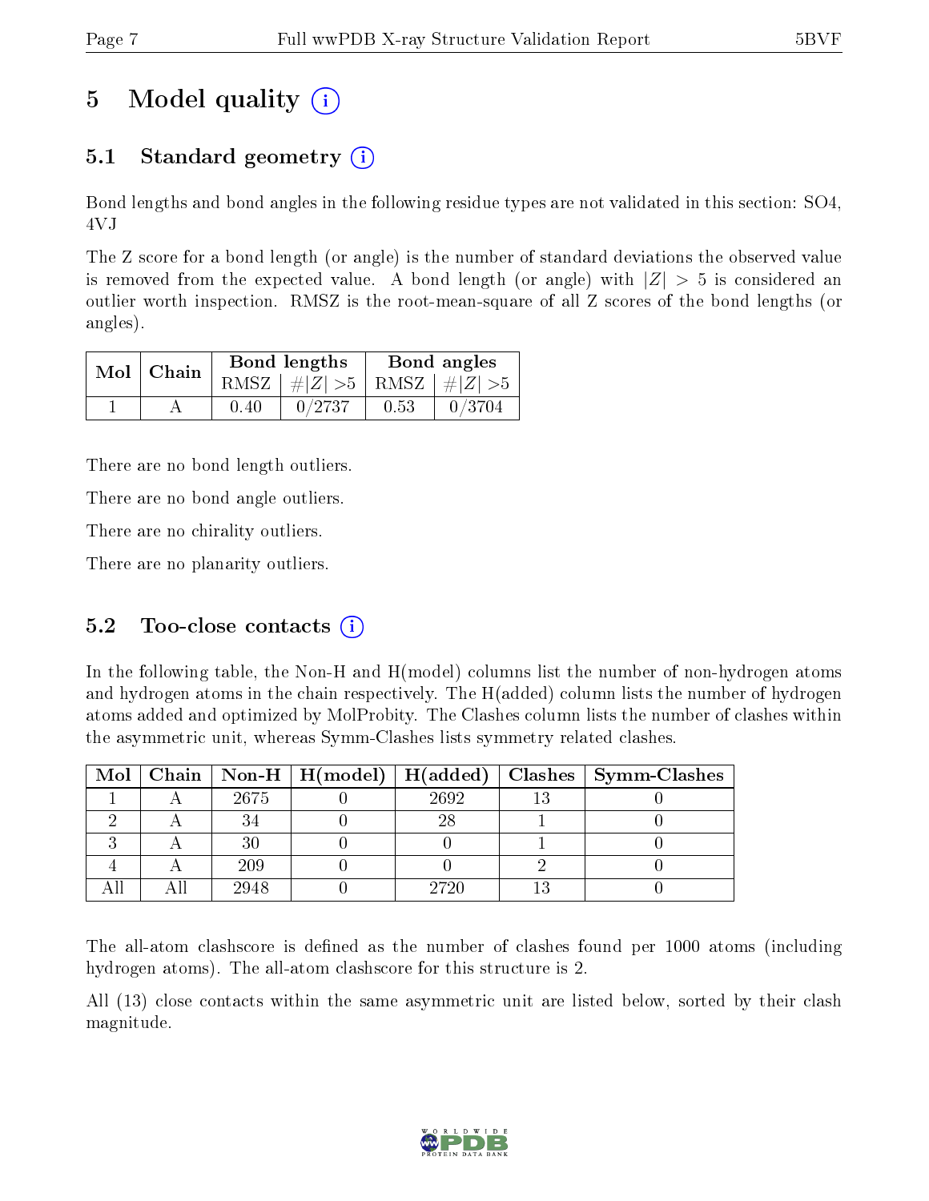# 5 Model quality

## 5.1 Standard geometry

Bond lengths and bond angles in the following residue types are not validated in this section: SO4, 4VJ

The Z score for a bond length (or angle) is the number of standard deviations the observed value is removed from the expected value. A bond length (or angle) with $|Z| > 5$ is considered an outlier worth inspection. RMSZ is the root-mean-square of all Z scores of the bond lengths (or angles).

| Mol | Chain | Bond lengths | | Bond angles | |
|---|---|---|---|---|---|
| | | RMSZ | $\#|Z| > 5$ | RMSZ | $\#|Z| > 5$ |
| 1 | A | 0.40 | 0/2737 | 0.53 | 0/3704 |

There are no bond length outliers.

There are no bond angle outliers.

There are no chirality outliers.

There are no planarity outliers.

## 5.2 Too-close contacts

In the following table, the Non-H and H(model) columns list the number of non-hydrogen atoms and hydrogen atoms in the chain respectively. The H(added) column lists the number of hydrogen atoms added and optimized by MolProbity. The Clashes column lists the number of clashes within the asymmetric unit, whereas Symm-Clashes lists symmetry related clashes.

| Mol | Chain | Non-H | H(model) | H(added) | Clashes | Symm-Clashes |
|---|---|---|---|---|---|---|
| 1 | A | 2675 | 0 | 2692 | 13 | 0 |
| 2 | A | 34 | 0 | 28 | 1 | 0 |
| 3 | A | 30 | 0 | 0 | 1 | 0 |
| 4 | A | 209 | 0 | 0 | 2 | 0 |
| All | All | 2948 | 0 | 2720 | 13 | 0 |

The all-atom clashscore is defined as the number of clashes found per 1000 atoms (including hydrogen atoms). The all-atom clashscore for this structure is 2.

All (13) close contacts within the same asymmetric unit are listed below, sorted by their clash magnitude.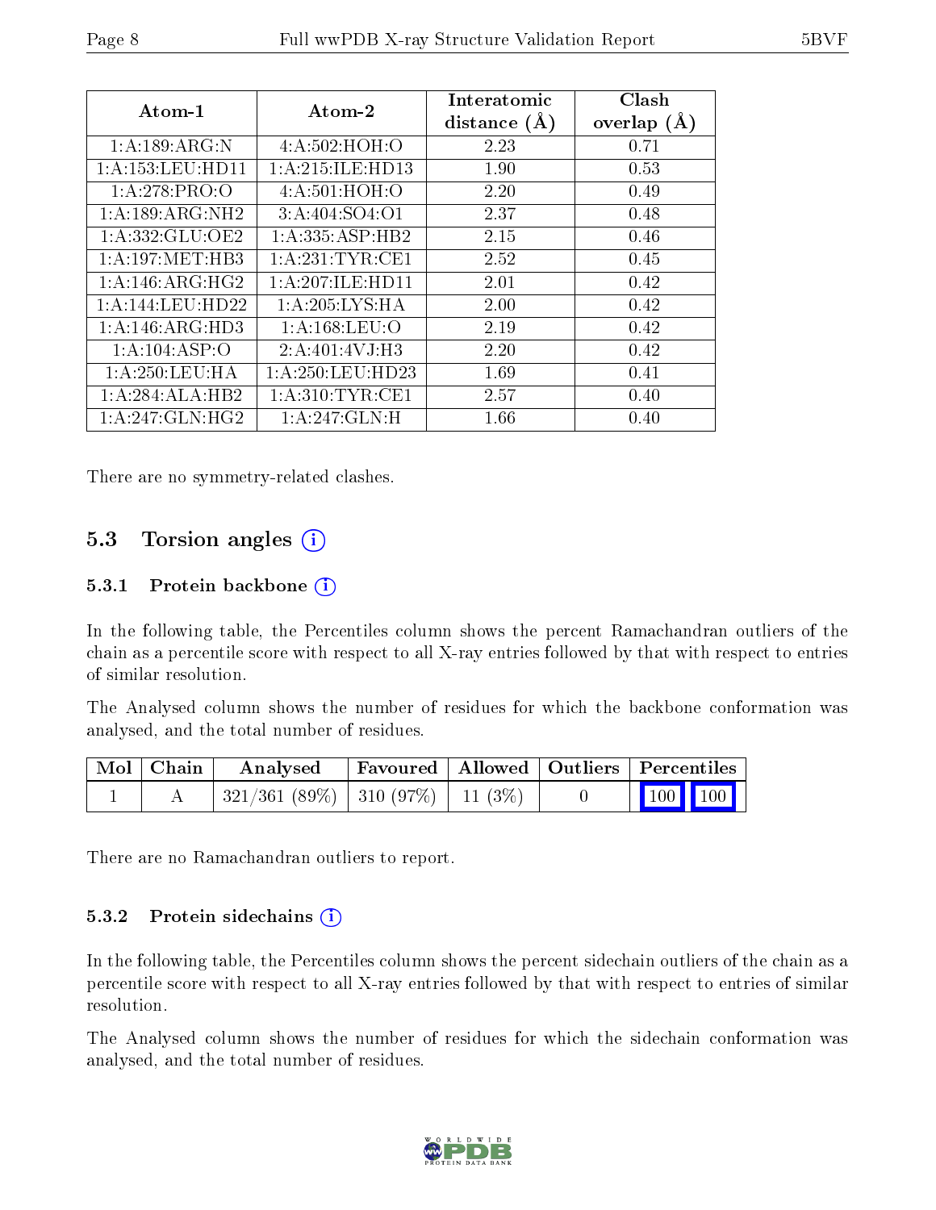| Atom-1 | Atom-2 | Interatomic distance (Å) | Clash overlap (Å) |
|---|---|---|---|
| 1:A:189:ARG:N | 4:A:502:HOH:O | 2.23 | 0.71 |
| 1:A:153:LEU:HD11 | 1:A:215:ILE:HD13 | 1.90 | 0.53 |
| 1:A:278:PRO:O | 4:A:501:HOH:O | 2.20 | 0.49 |
| 1:A:189:ARG:NH2 | 3:A:404:SO4:O1 | 2.37 | 0.48 |
| 1:A:332:GLU:OE2 | 1:A:335:ASP:HB2 | 2.15 | 0.46 |
| 1:A:197:MET:HB3 | 1:A:231:TYR:CE1 | 2.52 | 0.45 |
| 1:A:146:ARG:HG2 | 1:A:207:ILE:HD11 | 2.01 | 0.42 |
| 1:A:144:LEU:HD22 | 1:A:205:LYS:HA | 2.00 | 0.42 |
| 1:A:146:ARG:HD3 | 1:A:168:LEU:O | 2.19 | 0.42 |
| 1:A:104:ASP:O | 2:A:401:4VJ:H3 | 2.20 | 0.42 |
| 1:A:250:LEU:HA | 1:A:250:LEU:HD23 | 1.69 | 0.41 |
| 1:A:284:ALA:HB2 | 1:A:310:TYR:CE1 | 2.57 | 0.40 |
| 1:A:247:GLN:HG2 | 1:A:247:GLN:H | 1.66 | 0.40 |

There are no symmetry-related clashes.

## 5.3 Torsion angles (i)

### 5.3.1 Protein backbone (i)

In the following table, the Percentiles column shows the percent Ramachandran outliers of the chain as a percentile score with respect to all X-ray entries followed by that with respect to entries of similar resolution.

The Analysed column shows the number of residues for which the backbone conformation was analysed, and the total number of residues.

| Mol | Chain | Analysed | Favoured | Allowed | Outliers | Percentiles | |
|---|---|---|---|---|---|---|---|
| 1 | A | 321/361 (89%) | 310 (97%) | 11 (3%) | 0 | 100 | 100 |

There are no Ramachandran outliers to report.

### 5.3.2 Protein sidechains (i)

In the following table, the Percentiles column shows the percent sidechain outliers of the chain as a percentile score with respect to all X-ray entries followed by that with respect to entries of similar resolution.

The Analysed column shows the number of residues for which the sidechain conformation was analysed, and the total number of residues.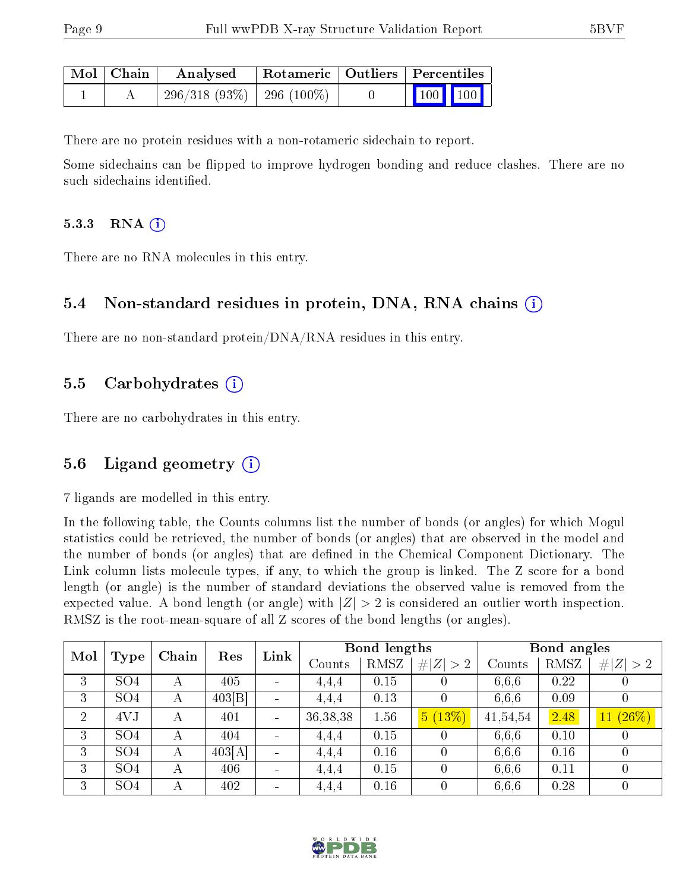| Mol | Chain | Analysed | Rotameric | Outliers | Percentiles |
|---|---|---|---|---|---|
| 1 | A | 296/318 (93%) | 296 (100%) | 0 | 100 100 |

There are no protein residues with a non-rotameric sidechain to report.

Some sidechains can be flipped to improve hydrogen bonding and reduce clashes. There are no such sidechains identified.

#### 5.3.3 RNA (i)

There are no RNA molecules in this entry.

### 5.4 Non-standard residues in protein, DNA, RNA chains (i)

There are no non-standard protein/DNA/RNA residues in this entry.

### 5.5 Carbohydrates (i)

There are no carbohydrates in this entry.

### 5.6 Ligand geometry (i)

7 ligands are modelled in this entry.

In the following table, the Counts columns list the number of bonds (or angles) for which Mogul statistics could be retrieved, the number of bonds (or angles) that are observed in the model and the number of bonds (or angles) that are defined in the Chemical Component Dictionary. The Link column lists molecule types, if any, to which the group is linked. The Z score for a bond length (or angle) is the number of standard deviations the observed value is removed from the expected value. A bond length (or angle) with $|Z| > 2$ is considered an outlier worth inspection. RMSZ is the root-mean-square of all Z scores of the bond lengths (or angles).

| Mol | Type | Chain | Res | Link | Bond lengths | | | Bond angles | | |
|---|---|---|---|---|---|---|---|---|---|---|
| | | | | | Counts | RMSZ | $\#\|Z\|>2$ | Counts | RMSZ | $\#\|Z\|>2$ |
| 3 | SO4 | A | 405 | - | 4,4,4 | 0.15 | 0 | 6,6,6 | 0.22 | 0 |
| 3 | SO4 | A | 403[B] | - | 4,4,4 | 0.13 | 0 | 6,6,6 | 0.09 | 0 |
| 2 | 4VJ | A | 401 | - | 36,38,38 | 1.56 | 5 (13%) | 41,54,54 | 2.48 | 11 (26%) |
| 3 | SO4 | A | 404 | - | 4,4,4 | 0.15 | 0 | 6,6,6 | 0.10 | 0 |
| 3 | SO4 | A | 403[A] | - | 4,4,4 | 0.16 | 0 | 6,6,6 | 0.16 | 0 |
| 3 | SO4 | A | 406 | - | 4,4,4 | 0.15 | 0 | 6,6,6 | 0.11 | 0 |
| 3 | SO4 | A | 402 | - | 4,4,4 | 0.16 | 0 | 6,6,6 | 0.28 | 0 |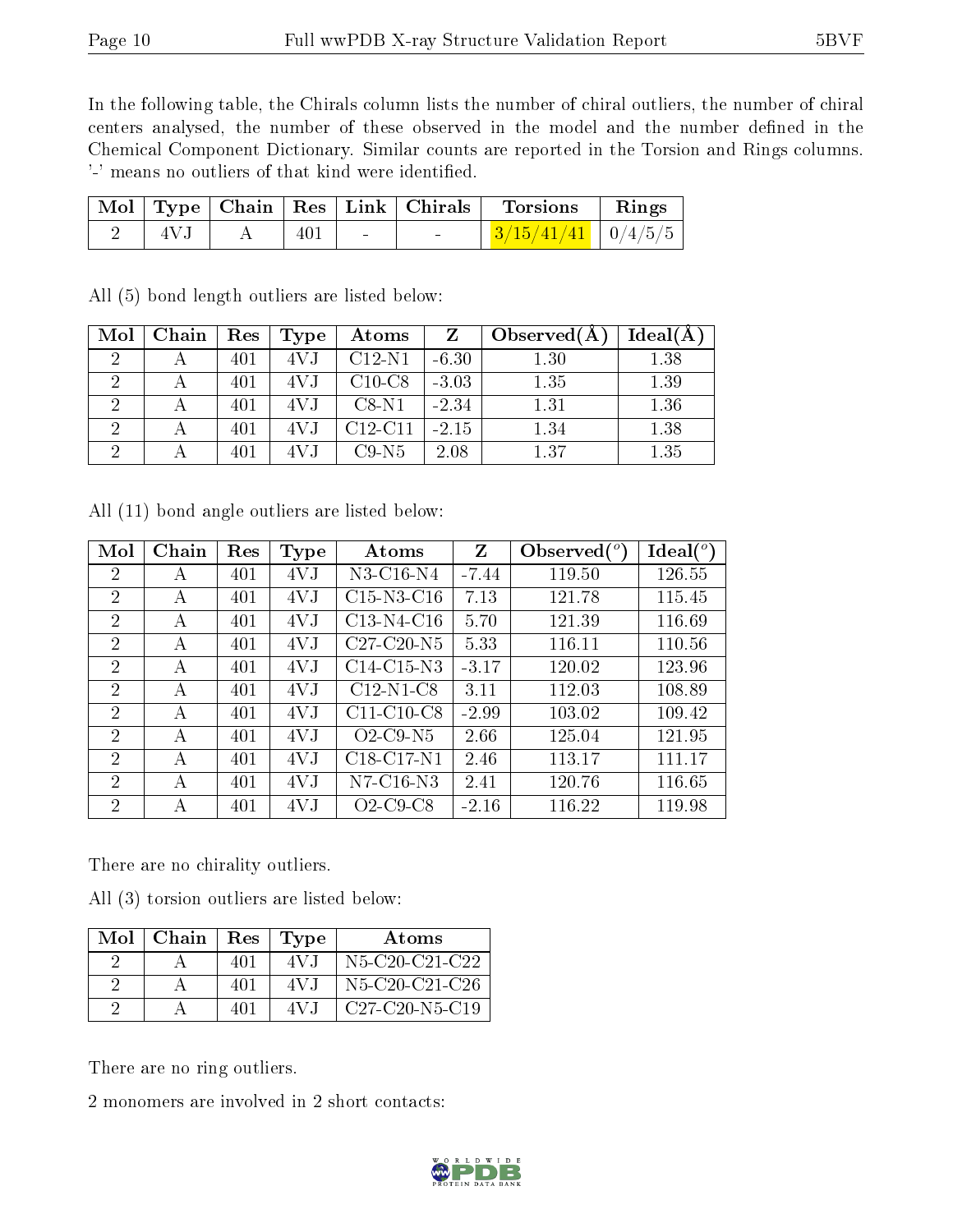In the following table, the Chirals column lists the number of chiral outliers, the number of chiral centers analysed, the number of these observed in the model and the number defined in the Chemical Component Dictionary. Similar counts are reported in the Torsion and Rings columns. '-' means no outliers of that kind were identified.

| Mol | Type | Chain | Res | Link | Chirals | Torsions | Rings |
|---|---|---|---|---|---|---|---|
| 2 | 4VJ | A | 401 | - | - | 3/15/41/41 | 0/4/5/5 |

All (5) bond length outliers are listed below:

| Mol | Chain | Res | Type | Atoms | Z | Observed(Å) | Ideal(Å) |
|---|---|---|---|---|---|---|---|
| 2 | A | 401 | 4VJ | C12-N1 | -6.30 | 1.30 | 1.38 |
| 2 | A | 401 | 4VJ | C10-C8 | -3.03 | 1.35 | 1.39 |
| 2 | A | 401 | 4VJ | C8-N1 | -2.34 | 1.31 | 1.36 |
| 2 | A | 401 | 4VJ | C12-C11 | -2.15 | 1.34 | 1.38 |
| 2 | A | 401 | 4VJ | C9-N5 | 2.08 | 1.37 | 1.35 |

All (11) bond angle outliers are listed below:

| Mol | Chain | Res | Type | Atoms | Z | Observed($^o$) | Ideal($^o$) |
|---|---|---|---|---|---|---|---|
| 2 | A | 401 | 4VJ | N3-C16-N4 | -7.44 | 119.50 | 126.55 |
| 2 | A | 401 | 4VJ | C15-N3-C16 | 7.13 | 121.78 | 115.45 |
| 2 | A | 401 | 4VJ | C13-N4-C16 | 5.70 | 121.39 | 116.69 |
| 2 | A | 401 | 4VJ | C27-C20-N5 | 5.33 | 116.11 | 110.56 |
| 2 | A | 401 | 4VJ | C14-C15-N3 | -3.17 | 120.02 | 123.96 |
| 2 | A | 401 | 4VJ | C12-N1-C8 | 3.11 | 112.03 | 108.89 |
| 2 | A | 401 | 4VJ | C11-C10-C8 | -2.99 | 103.02 | 109.42 |
| 2 | A | 401 | 4VJ | O2-C9-N5 | 2.66 | 125.04 | 121.95 |
| 2 | A | 401 | 4VJ | C18-C17-N1 | 2.46 | 113.17 | 111.17 |
| 2 | A | 401 | 4VJ | N7-C16-N3 | 2.41 | 120.76 | 116.65 |
| 2 | A | 401 | 4VJ | O2-C9-C8 | -2.16 | 116.22 | 119.98 |

There are no chirality outliers.

All (3) torsion outliers are listed below:

| Mol | Chain | Res | Type | Atoms |
|---|---|---|---|---|
| 2 | A | 401 | 4VJ | N5-C20-C21-C22 |
| 2 | A | 401 | 4VJ | N5-C20-C21-C26 |
| 2 | A | 401 | 4VJ | C27-C20-N5-C19 |

There are no ring outliers.

2 monomers are involved in 2 short contacts: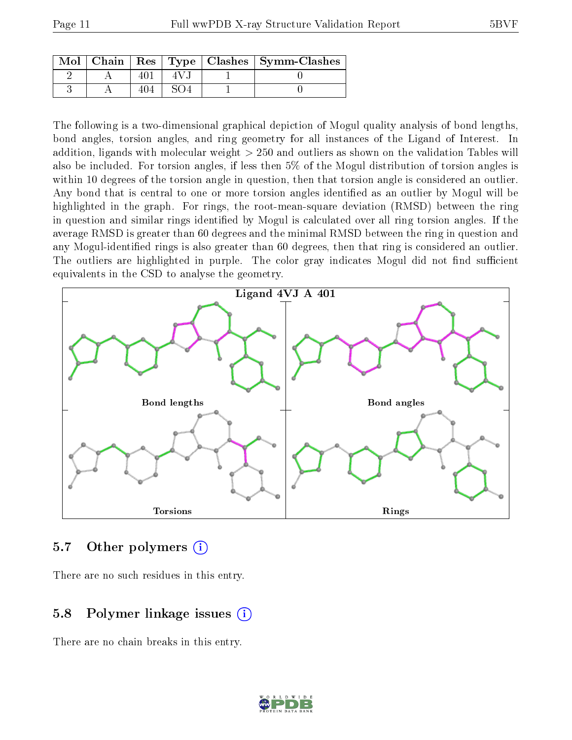| Mol | Chain | Res | Type | Clashes | Symm-Clashes |
|---|---|---|---|---|---|
| 2 | A | 401 | 4VJ | 1 | 0 |
| 3 | A | 404 | SO4 | 1 | 0 |

The following is a two-dimensional graphical depiction of Mogul quality analysis of bond lengths, bond angles, torsion angles, and ring geometry for all instances of the Ligand of Interest. In addition, ligands with molecular weight > 250 and outliers as shown on the validation Tables will also be included. For torsion angles, if less then 5% of the Mogul distribution of torsion angles is within 10 degrees of the torsion angle in question, then that torsion angle is considered an outlier. Any bond that is central to one or more torsion angles identified as an outlier by Mogul will be highlighted in the graph. For rings, the root-mean-square deviation (RMSD) between the ring in question and similar rings identified by Mogul is calculated over all ring torsion angles. If the average RMSD is greater than 60 degrees and the minimal RMSD between the ring in question and any Mogul-identified rings is also greater than 60 degrees, then that ring is considered an outlier. The outliers are highlighted in purple. The color gray indicates Mogul did not find sufficient equivalents in the CSD to analyse the geometry.

Ligand 4VJ A 401

Bond lengths

Bond angles

Torsions

Rings

## 5.7 Other polymers

There are no such residues in this entry.

## 5.8 Polymer linkage issues

There are no chain breaks in this entry.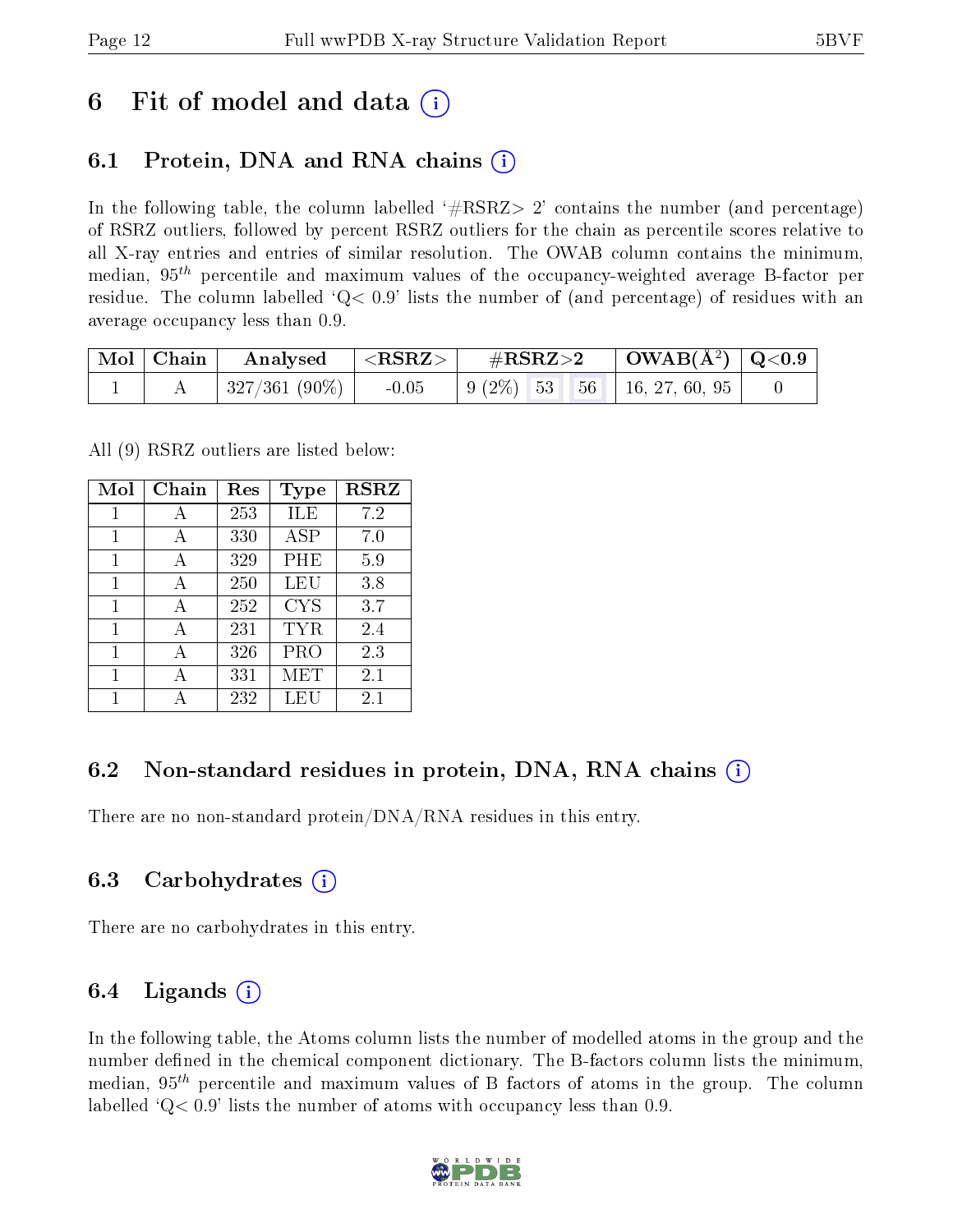# 6 Fit of model and data (i)

## 6.1 Protein, DNA and RNA chains (i)

In the following table, the column labelled '#RSRZ> 2' contains the number (and percentage) of RSRZ outliers, followed by percent RSRZ outliers for the chain as percentile scores relative to all X-ray entries and entries of similar resolution. The OWAB column contains the minimum, median, $95^{th}$ percentile and maximum values of the occupancy-weighted average B-factor per residue. The column labelled 'Q< 0.9' lists the number of (and percentage) of residues with an average occupancy less than 0.9.

| Mol | Chain | Analysed | <RSRZ> | #RSRZ>2 | | | OWAB(Å$^2$) | Q<0.9 |
|---|---|---|---|---|---|---|---|---|
| 1 | A | 327/361 (90%) | -0.05 | 9 (2%) | 53 | 56 | 16, 27, 60, 95 | 0 |

All (9) RSRZ outliers are listed below:

| Mol | Chain | Res | Type | RSRZ |
|---|---|---|---|---|
| 1 | A | 253 | ILE | 7.2 |
| 1 | A | 330 | ASP | 7.0 |
| 1 | A | 329 | PHE | 5.9 |
| 1 | A | 250 | LEU | 3.8 |
| 1 | A | 252 | CYS | 3.7 |
| 1 | A | 231 | TYR | 2.4 |
| 1 | A | 326 | PRO | 2.3 |
| 1 | A | 331 | MET | 2.1 |
| 1 | A | 232 | LEU | 2.1 |

## 6.2 Non-standard residues in protein, DNA, RNA chains (i)

There are no non-standard protein/DNA/RNA residues in this entry.

## 6.3 Carbohydrates (i)

There are no carbohydrates in this entry.

## 6.4 Ligands (i)

In the following table, the Atoms column lists the number of modelled atoms in the group and the number defined in the chemical component dictionary. The B-factors column lists the minimum, median, $95^{th}$ percentile and maximum values of B factors of atoms in the group. The column labelled 'Q< 0.9' lists the number of atoms with occupancy less than 0.9.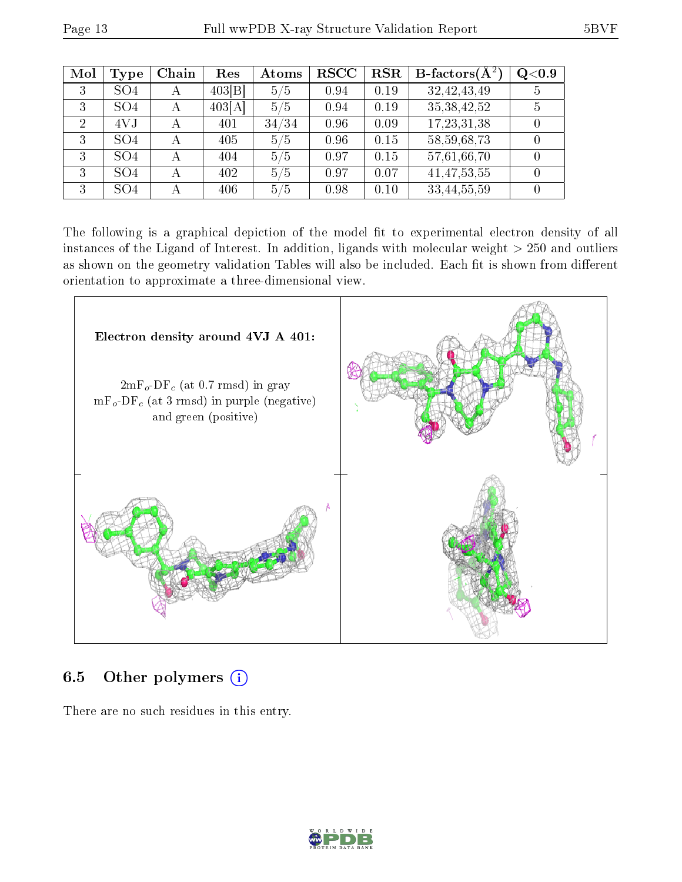| Mol | Type | Chain | Res | Atoms | RSCC | RSR | B-factors($Å^2$) | Q<0.9 |
|---|---|---|---|---|---|---|---|---|
| 3 | SO4 | A | 403[B] | 5/5 | 0.94 | 0.19 | 32,42,43,49 | 5 |
| 3 | SO4 | A | 403[A] | 5/5 | 0.94 | 0.19 | 35,38,42,52 | 5 |
| 2 | 4VJ | A | 401 | 34/34 | 0.96 | 0.09 | 17,23,31,38 | 0 |
| 3 | SO4 | A | 405 | 5/5 | 0.96 | 0.15 | 58,59,68,73 | 0 |
| 3 | SO4 | A | 404 | 5/5 | 0.97 | 0.15 | 57,61,66,70 | 0 |
| 3 | SO4 | A | 402 | 5/5 | 0.97 | 0.07 | 41,47,53,55 | 0 |
| 3 | SO4 | A | 406 | 5/5 | 0.98 | 0.10 | 33,44,55,59 | 0 |

The following is a graphical depiction of the model fit to experimental electron density of all instances of the Ligand of Interest. In addition, ligands with molecular weight > 250 and outliers as shown on the geometry validation Tables will also be included. Each fit is shown from different orientation to approximate a three-dimensional view.

**Electron density around 4VJ A 401:**

$2mF_o$-$DF_c$ (at 0.7 rmsd) in gray
$mF_o$-$DF_c$ (at 3 rmsd) in purple (negative) and green (positive)

## 6.5 Other polymers

There are no such residues in this entry.